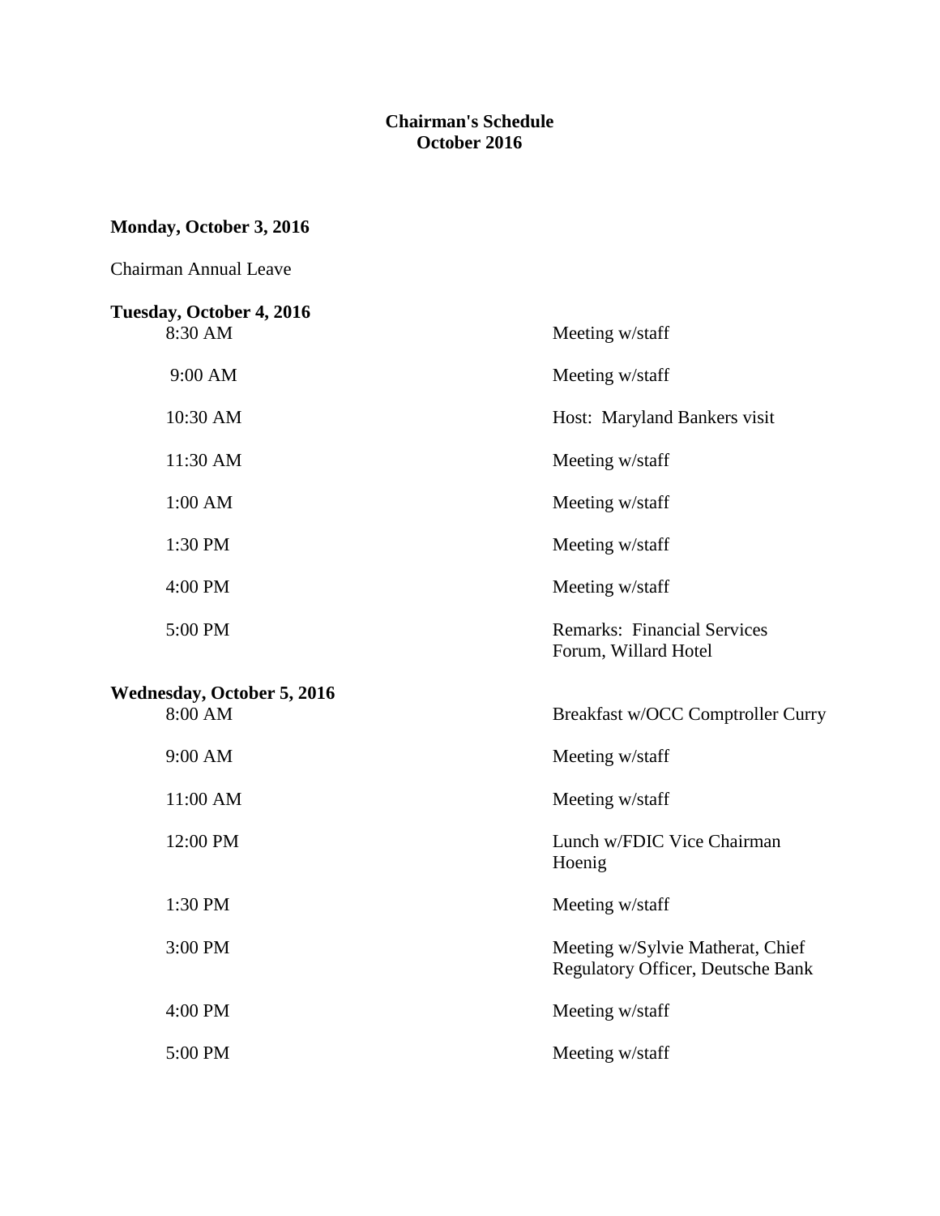# Chairman's Schedule
## October 2016

**Monday, October 3, 2016**

Chairman Annual Leave

**Tuesday, October 4, 2016**

| | |
|---|---|
| 8:30 AM | Meeting w/staff |
| 9:00 AM | Meeting w/staff |
| 10:30 AM | Host: Maryland Bankers visit |
| 11:30 AM | Meeting w/staff |
| 1:00 AM | Meeting w/staff |
| 1:30 PM | Meeting w/staff |
| 4:00 PM | Meeting w/staff |
| 5:00 PM | Remarks: Financial Services Forum, Willard Hotel |

**Wednesday, October 5, 2016**

| | |
|---|---|
| 8:00 AM | Breakfast w/OCC Comptroller Curry |
| 9:00 AM | Meeting w/staff |
| 11:00 AM | Meeting w/staff |
| 12:00 PM | Lunch w/FDIC Vice Chairman Hoenig |
| 1:30 PM | Meeting w/staff |
| 3:00 PM | Meeting w/Sylvie Matherat, Chief Regulatory Officer, Deutsche Bank |
| 4:00 PM | Meeting w/staff |
| 5:00 PM | Meeting w/staff |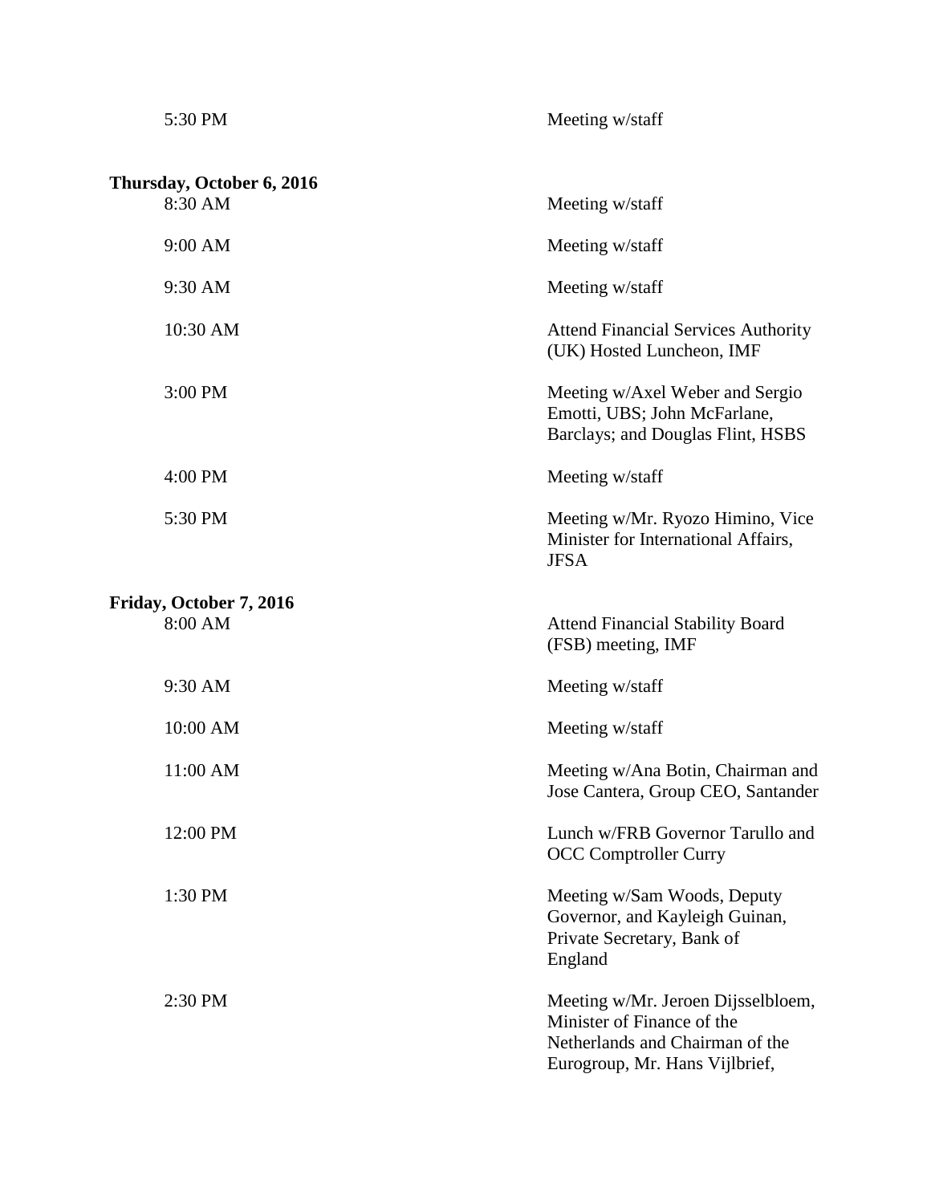| | |
|---|---|
| 5:30 PM | Meeting w/staff |

**Thursday, October 6, 2016**

| | |
|---|---|
| 8:30 AM | Meeting w/staff |
| 9:00 AM | Meeting w/staff |
| 9:30 AM | Meeting w/staff |
| 10:30 AM | Attend Financial Services Authority (UK) Hosted Luncheon, IMF |
| 3:00 PM | Meeting w/Axel Weber and Sergio Emotti, UBS; John McFarlane, Barclays; and Douglas Flint, HSBS |
| 4:00 PM | Meeting w/staff |
| 5:30 PM | Meeting w/Mr. Ryozo Himino, Vice Minister for International Affairs, JFSA |

**Friday, October 7, 2016**

| | |
|---|---|
| 8:00 AM | Attend Financial Stability Board (FSB) meeting, IMF |
| 9:30 AM | Meeting w/staff |
| 10:00 AM | Meeting w/staff |
| 11:00 AM | Meeting w/Ana Botin, Chairman and Jose Cantera, Group CEO, Santander |
| 12:00 PM | Lunch w/FRB Governor Tarullo and OCC Comptroller Curry |
| 1:30 PM | Meeting w/Sam Woods, Deputy Governor, and Kayleigh Guinan, Private Secretary, Bank of England |
| 2:30 PM | Meeting w/Mr. Jeroen Dijsselbloem, Minister of Finance of the Netherlands and Chairman of the Eurogroup, Mr. Hans Vijlbrief, |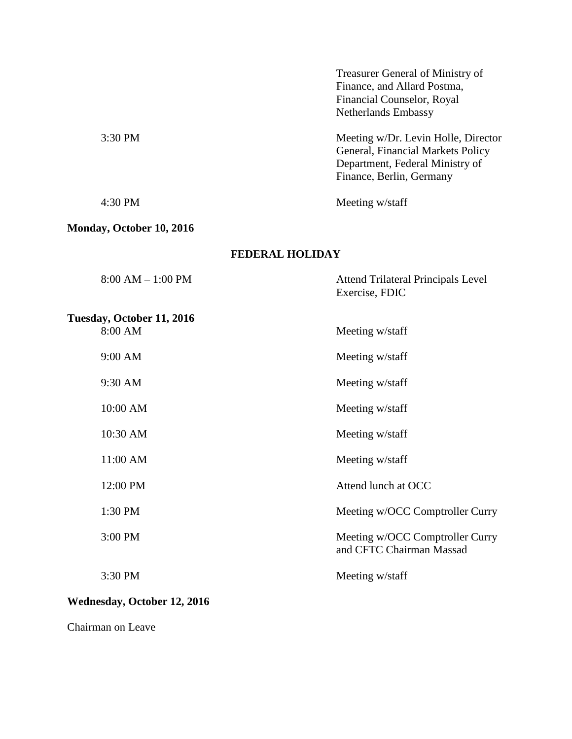| | |
|---|---|
| | Treasurer General of Ministry of Finance, and Allard Postma, Financial Counselor, Royal Netherlands Embassy |
| 3:30 PM | Meeting w/Dr. Levin Holle, Director General, Financial Markets Policy Department, Federal Ministry of Finance, Berlin, Germany |
| 4:30 PM | Meeting w/staff |

**Monday, October 10, 2016**

**FEDERAL HOLIDAY**

| | |
|---|---|
| 8:00 AM – 1:00 PM | Attend Trilateral Principals Level Exercise, FDIC |

**Tuesday, October 11, 2016**

| | |
|---|---|
| 8:00 AM | Meeting w/staff |
| 9:00 AM | Meeting w/staff |
| 9:30 AM | Meeting w/staff |
| 10:00 AM | Meeting w/staff |
| 10:30 AM | Meeting w/staff |
| 11:00 AM | Meeting w/staff |
| 12:00 PM | Attend lunch at OCC |
| 1:30 PM | Meeting w/OCC Comptroller Curry |
| 3:00 PM | Meeting w/OCC Comptroller Curry and CFTC Chairman Massad |
| 3:30 PM | Meeting w/staff |

**Wednesday, October 12, 2016**

Chairman on Leave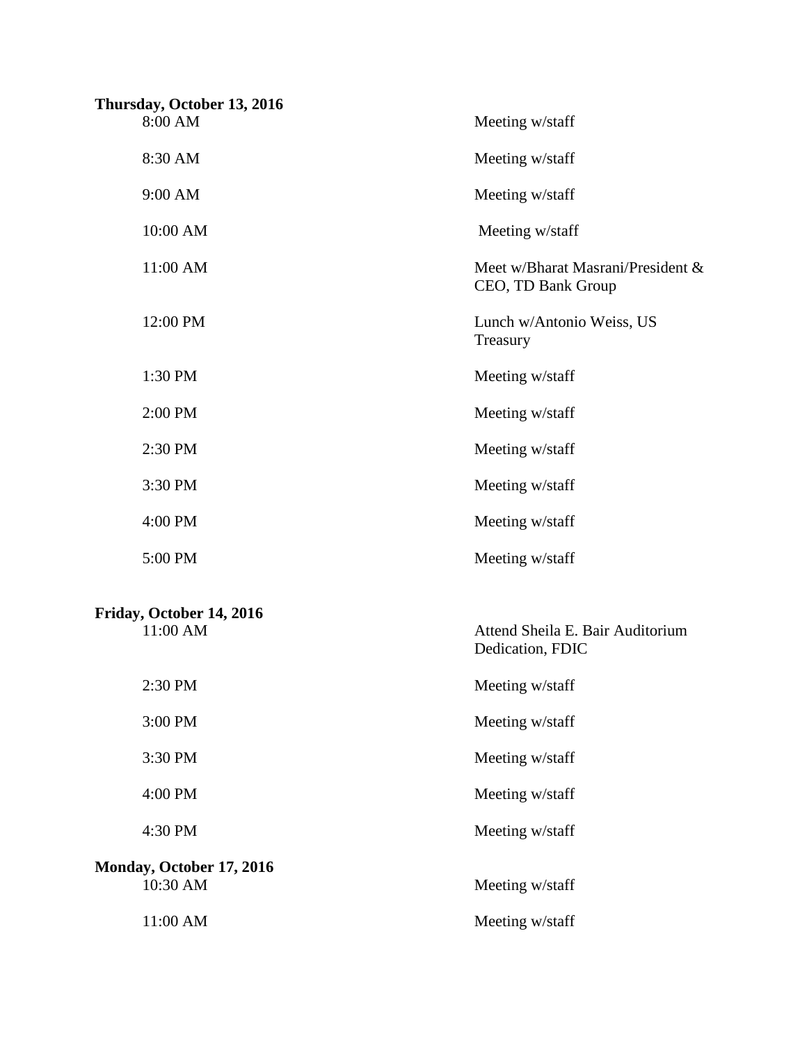**Thursday, October 13, 2016**

| | |
|---|---|
| 8:00 AM | Meeting w/staff |
| 8:30 AM | Meeting w/staff |
| 9:00 AM | Meeting w/staff |
| 10:00 AM | Meeting w/staff |
| 11:00 AM | Meet w/Bharat Masrani/President & CEO, TD Bank Group |
| 12:00 PM | Lunch w/Antonio Weiss, US Treasury |
| 1:30 PM | Meeting w/staff |
| 2:00 PM | Meeting w/staff |
| 2:30 PM | Meeting w/staff |
| 3:30 PM | Meeting w/staff |
| 4:00 PM | Meeting w/staff |
| 5:00 PM | Meeting w/staff |

**Friday, October 14, 2016**

| | |
|---|---|
| 11:00 AM | Attend Sheila E. Bair Auditorium Dedication, FDIC |
| 2:30 PM | Meeting w/staff |
| 3:00 PM | Meeting w/staff |
| 3:30 PM | Meeting w/staff |
| 4:00 PM | Meeting w/staff |
| 4:30 PM | Meeting w/staff |

**Monday, October 17, 2016**

| | |
|---|---|
| 10:30 AM | Meeting w/staff |
| 11:00 AM | Meeting w/staff |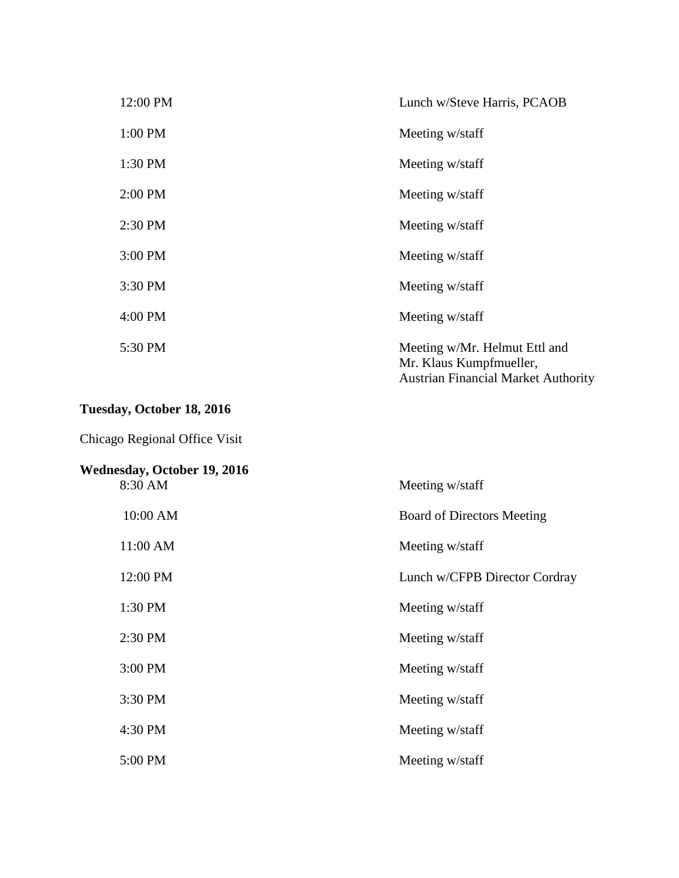| | |
|---|---|
| 12:00 PM | Lunch w/Steve Harris, PCAOB |
| 1:00 PM | Meeting w/staff |
| 1:30 PM | Meeting w/staff |
| 2:00 PM | Meeting w/staff |
| 2:30 PM | Meeting w/staff |
| 3:00 PM | Meeting w/staff |
| 3:30 PM | Meeting w/staff |
| 4:00 PM | Meeting w/staff |
| 5:30 PM | Meeting w/Mr. Helmut Ettl and Mr. Klaus Kumpfmueller, Austrian Financial Market Authority |

**Tuesday, October 18, 2016**

Chicago Regional Office Visit

**Wednesday, October 19, 2016**

| | |
|---|---|
| 8:30 AM | Meeting w/staff |
| 10:00 AM | Board of Directors Meeting |
| 11:00 AM | Meeting w/staff |
| 12:00 PM | Lunch w/CFPB Director Cordray |
| 1:30 PM | Meeting w/staff |
| 2:30 PM | Meeting w/staff |
| 3:00 PM | Meeting w/staff |
| 3:30 PM | Meeting w/staff |
| 4:30 PM | Meeting w/staff |
| 5:00 PM | Meeting w/staff |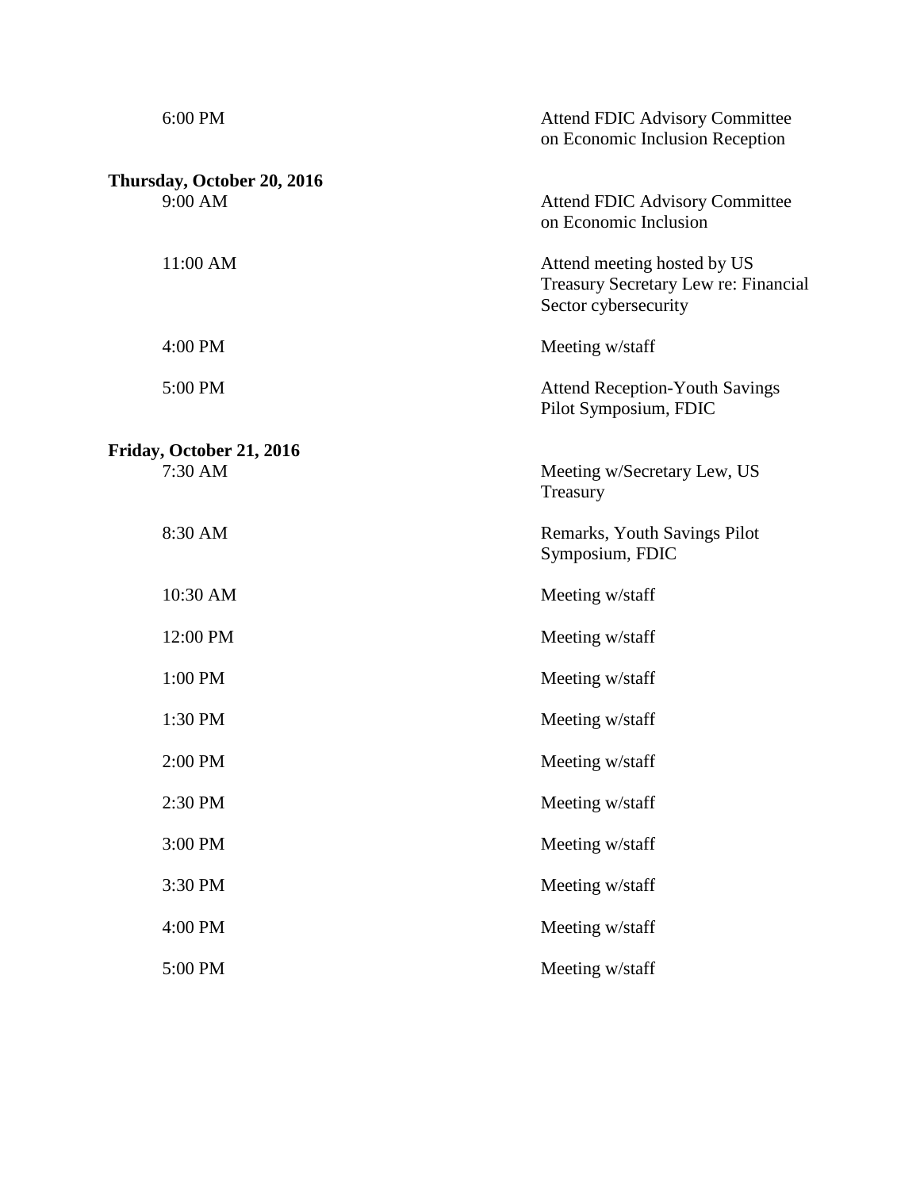| | |
|---|---|
| 6:00 PM | Attend FDIC Advisory Committee on Economic Inclusion Reception |

**Thursday, October 20, 2016**

| | |
|---|---|
| 9:00 AM | Attend FDIC Advisory Committee on Economic Inclusion |
| 11:00 AM | Attend meeting hosted by US Treasury Secretary Lew re: Financial Sector cybersecurity |
| 4:00 PM | Meeting w/staff |
| 5:00 PM | Attend Reception-Youth Savings Pilot Symposium, FDIC |

**Friday, October 21, 2016**

| | |
|---|---|
| 7:30 AM | Meeting w/Secretary Lew, US Treasury |
| 8:30 AM | Remarks, Youth Savings Pilot Symposium, FDIC |
| 10:30 AM | Meeting w/staff |
| 12:00 PM | Meeting w/staff |
| 1:00 PM | Meeting w/staff |
| 1:30 PM | Meeting w/staff |
| 2:00 PM | Meeting w/staff |
| 2:30 PM | Meeting w/staff |
| 3:00 PM | Meeting w/staff |
| 3:30 PM | Meeting w/staff |
| 4:00 PM | Meeting w/staff |
| 5:00 PM | Meeting w/staff |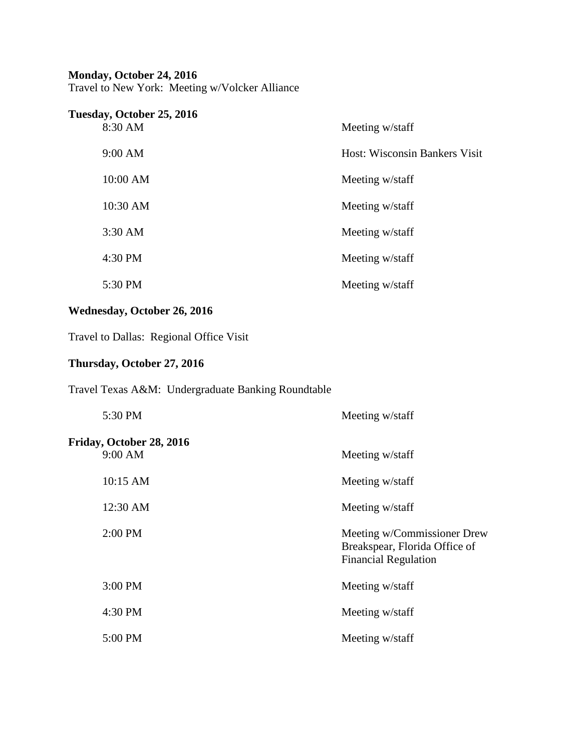**Monday, October 24, 2016**
Travel to New York: Meeting w/Volcker Alliance

**Tuesday, October 25, 2016**

| | |
|---|---|
| 8:30 AM | Meeting w/staff |
| 9:00 AM | Host: Wisconsin Bankers Visit |
| 10:00 AM | Meeting w/staff |
| 10:30 AM | Meeting w/staff |
| 3:30 AM | Meeting w/staff |
| 4:30 PM | Meeting w/staff |
| 5:30 PM | Meeting w/staff |

**Wednesday, October 26, 2016**

Travel to Dallas: Regional Office Visit

**Thursday, October 27, 2016**

Travel Texas A&M: Undergraduate Banking Roundtable

| | |
|---|---|
| 5:30 PM | Meeting w/staff |

**Friday, October 28, 2016**

| | |
|---|---|
| 9:00 AM | Meeting w/staff |
| 10:15 AM | Meeting w/staff |
| 12:30 AM | Meeting w/staff |
| 2:00 PM | Meeting w/Commissioner Drew Breakspear, Florida Office of Financial Regulation |
| 3:00 PM | Meeting w/staff |
| 4:30 PM | Meeting w/staff |
| 5:00 PM | Meeting w/staff |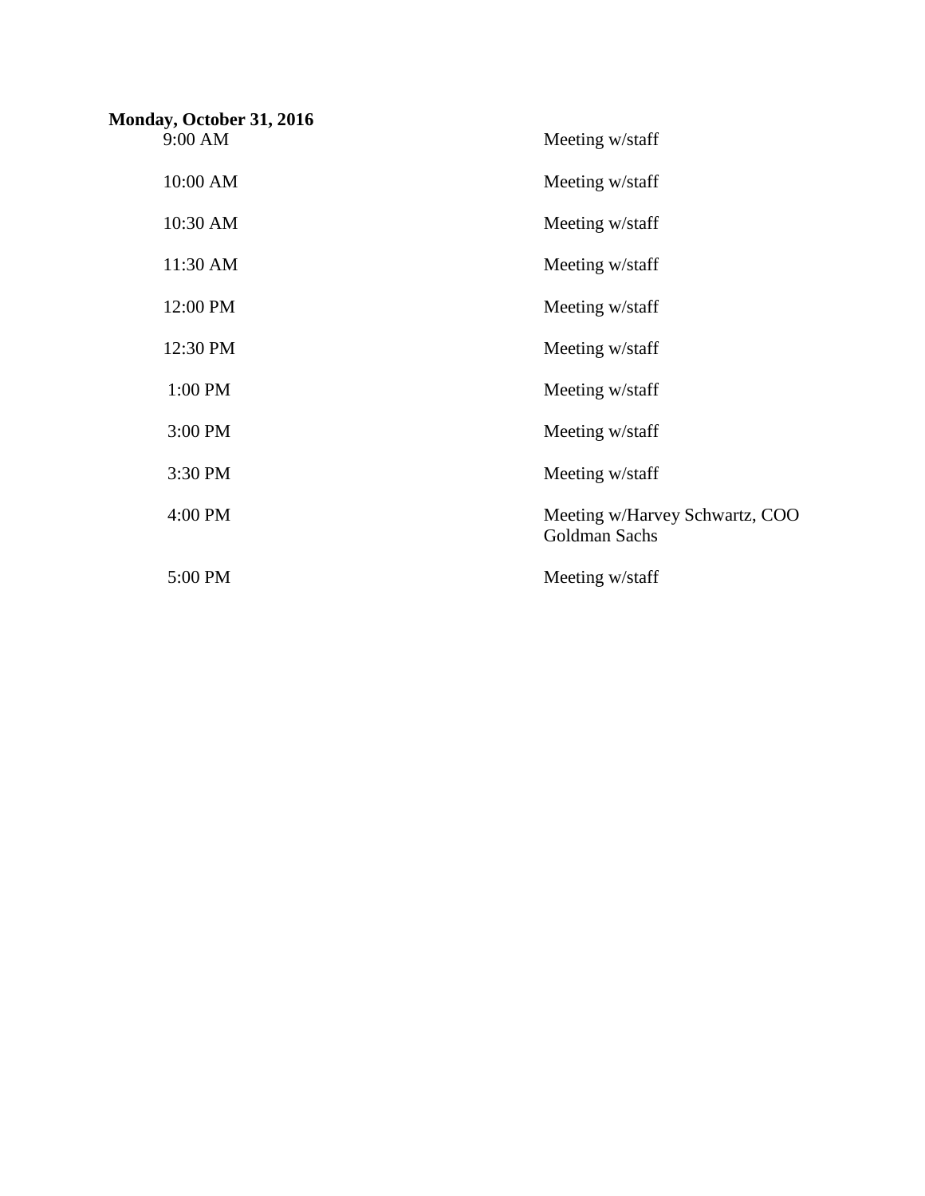**Monday, October 31, 2016**

| | |
|---|---|
| 9:00 AM | Meeting w/staff |
| 10:00 AM | Meeting w/staff |
| 10:30 AM | Meeting w/staff |
| 11:30 AM | Meeting w/staff |
| 12:00 PM | Meeting w/staff |
| 12:30 PM | Meeting w/staff |
| 1:00 PM | Meeting w/staff |
| 3:00 PM | Meeting w/staff |
| 3:30 PM | Meeting w/staff |
| 4:00 PM | Meeting w/Harvey Schwartz, COO Goldman Sachs |
| 5:00 PM | Meeting w/staff |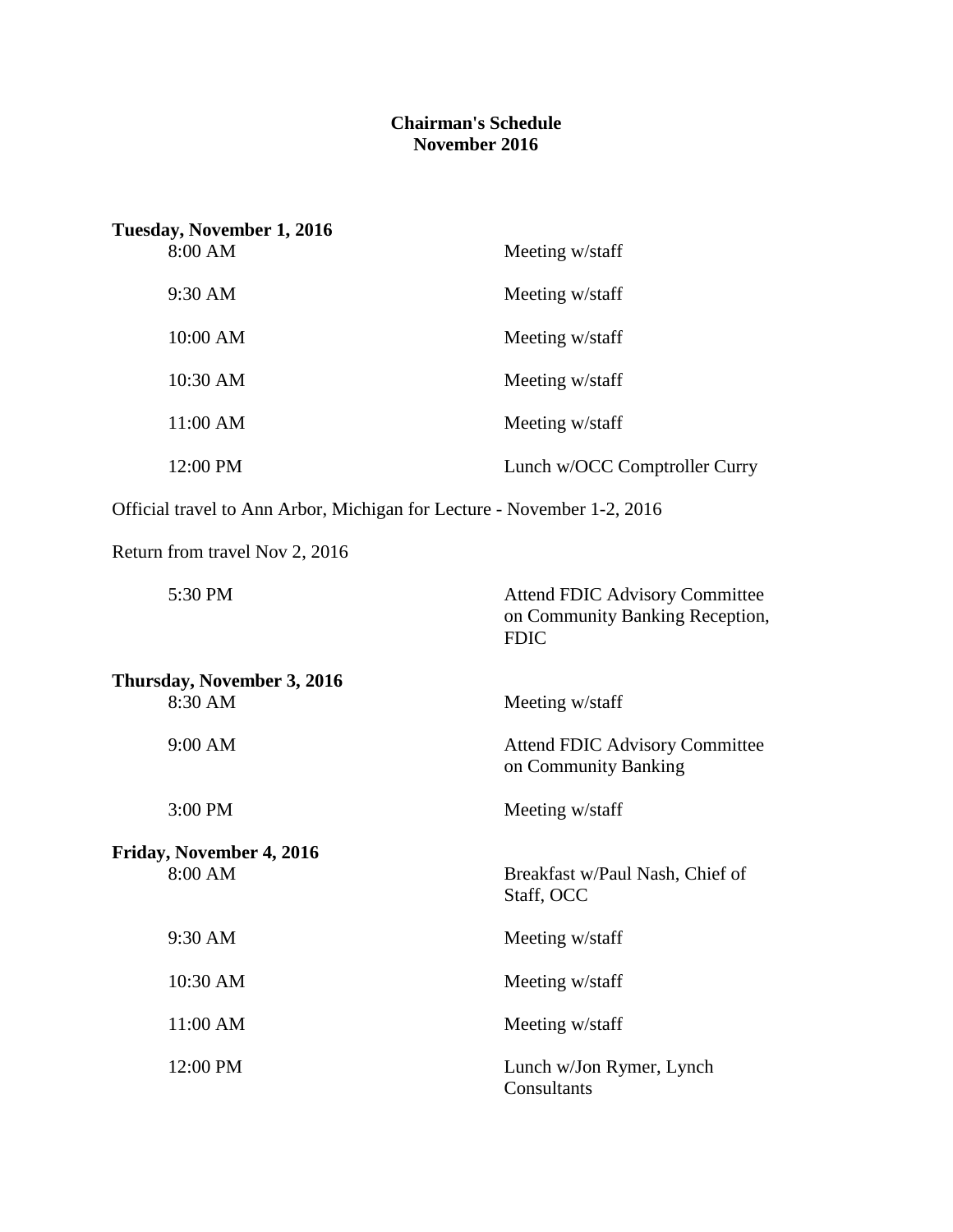# Chairman's Schedule
## November 2016

**Tuesday, November 1, 2016**

| | |
|---|---|
| 8:00 AM | Meeting w/staff |
| 9:30 AM | Meeting w/staff |
| 10:00 AM | Meeting w/staff |
| 10:30 AM | Meeting w/staff |
| 11:00 AM | Meeting w/staff |
| 12:00 PM | Lunch w/OCC Comptroller Curry |

Official travel to Ann Arbor, Michigan for Lecture - November 1-2, 2016

Return from travel Nov 2, 2016

| | |
|---|---|
| 5:30 PM | Attend FDIC Advisory Committee on Community Banking Reception, FDIC |

**Thursday, November 3, 2016**

| | |
|---|---|
| 8:30 AM | Meeting w/staff |
| 9:00 AM | Attend FDIC Advisory Committee on Community Banking |
| 3:00 PM | Meeting w/staff |

**Friday, November 4, 2016**

| | |
|---|---|
| 8:00 AM | Breakfast w/Paul Nash, Chief of Staff, OCC |
| 9:30 AM | Meeting w/staff |
| 10:30 AM | Meeting w/staff |
| 11:00 AM | Meeting w/staff |
| 12:00 PM | Lunch w/Jon Rymer, Lynch Consultants |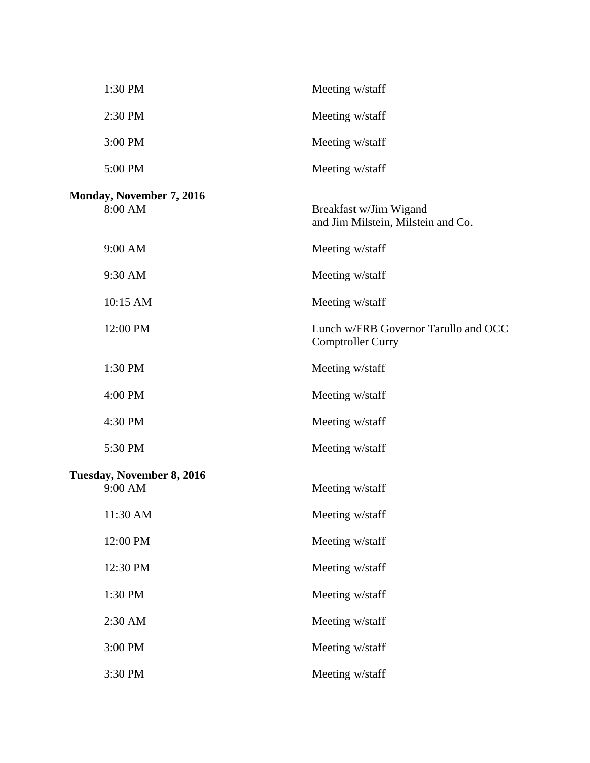| | |
|---|---|
| 1:30 PM | Meeting w/staff |
| 2:30 PM | Meeting w/staff |
| 3:00 PM | Meeting w/staff |
| 5:00 PM | Meeting w/staff |

**Monday, November 7, 2016**

| | |
|---|---|
| 8:00 AM | Breakfast w/Jim Wigand and Jim Milstein, Milstein and Co. |
| 9:00 AM | Meeting w/staff |
| 9:30 AM | Meeting w/staff |
| 10:15 AM | Meeting w/staff |
| 12:00 PM | Lunch w/FRB Governor Tarullo and OCC Comptroller Curry |
| 1:30 PM | Meeting w/staff |
| 4:00 PM | Meeting w/staff |
| 4:30 PM | Meeting w/staff |
| 5:30 PM | Meeting w/staff |

**Tuesday, November 8, 2016**

| | |
|---|---|
| 9:00 AM | Meeting w/staff |
| 11:30 AM | Meeting w/staff |
| 12:00 PM | Meeting w/staff |
| 12:30 PM | Meeting w/staff |
| 1:30 PM | Meeting w/staff |
| 2:30 AM | Meeting w/staff |
| 3:00 PM | Meeting w/staff |
| 3:30 PM | Meeting w/staff |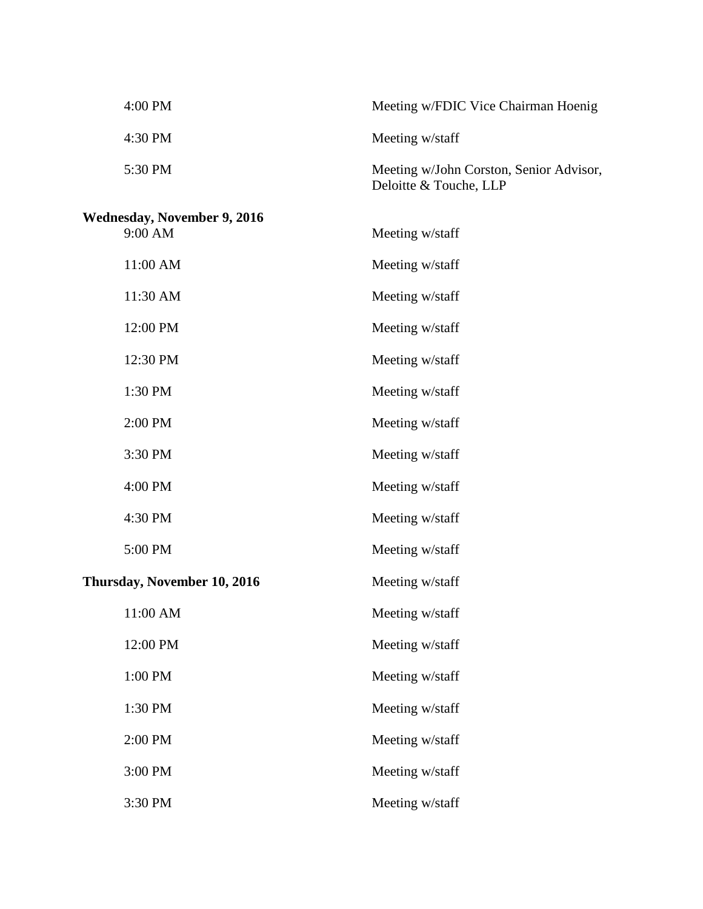| | |
|---|---|
| 4:00 PM | Meeting w/FDIC Vice Chairman Hoenig |
| 4:30 PM | Meeting w/staff |
| 5:30 PM | Meeting w/John Corston, Senior Advisor, Deloitte & Touche, LLP |

**Wednesday, November 9, 2016**

| | |
|---|---|
| 9:00 AM | Meeting w/staff |
| 11:00 AM | Meeting w/staff |
| 11:30 AM | Meeting w/staff |
| 12:00 PM | Meeting w/staff |
| 12:30 PM | Meeting w/staff |
| 1:30 PM | Meeting w/staff |
| 2:00 PM | Meeting w/staff |
| 3:30 PM | Meeting w/staff |
| 4:00 PM | Meeting w/staff |
| 4:30 PM | Meeting w/staff |
| 5:00 PM | Meeting w/staff |

**Thursday, November 10, 2016** Meeting w/staff

| | |
|---|---|
| 11:00 AM | Meeting w/staff |
| 12:00 PM | Meeting w/staff |
| 1:00 PM | Meeting w/staff |
| 1:30 PM | Meeting w/staff |
| 2:00 PM | Meeting w/staff |
| 3:00 PM | Meeting w/staff |
| 3:30 PM | Meeting w/staff |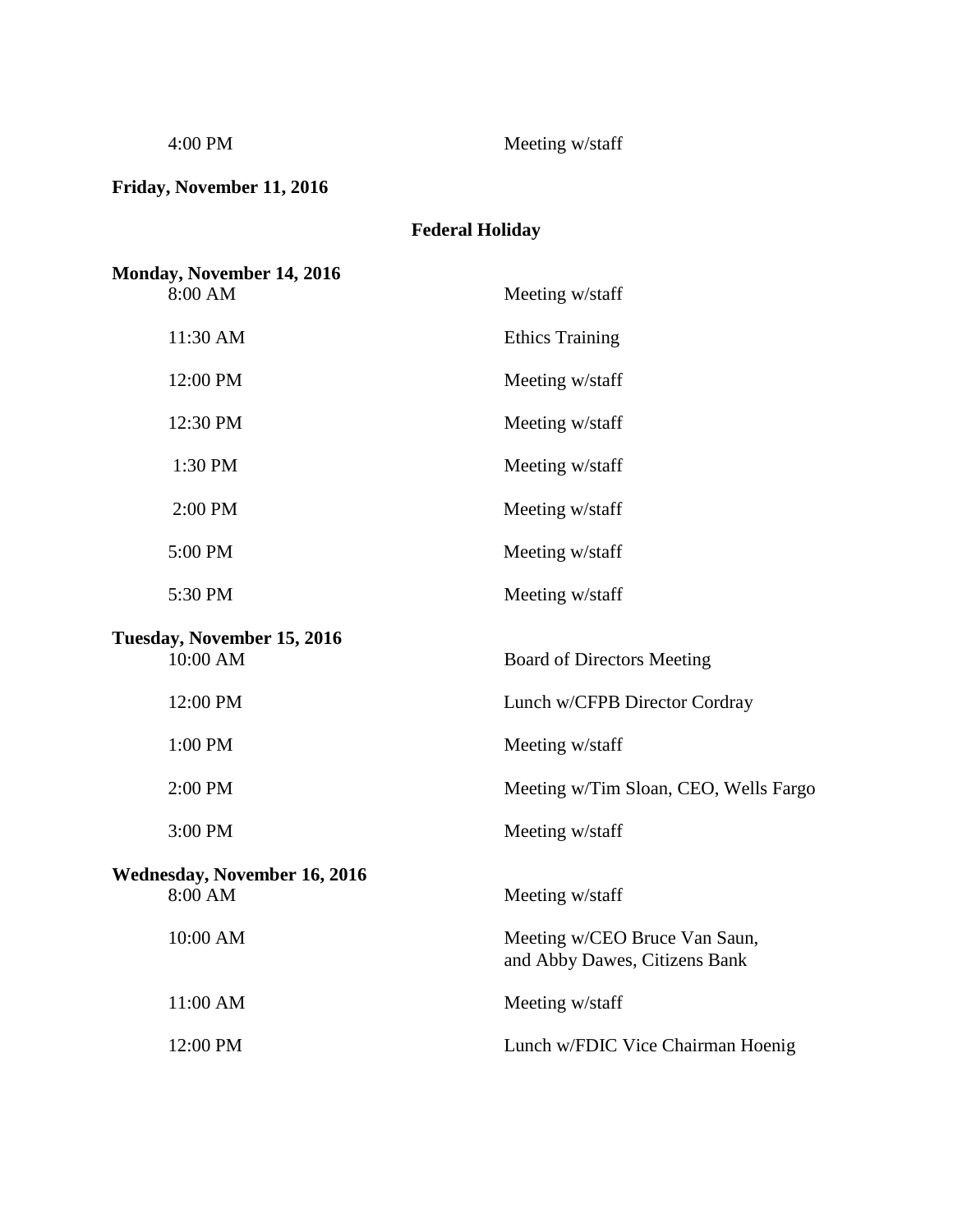| | |
|---|---|
| 4:00 PM | Meeting w/staff |

**Friday, November 11, 2016**

**Federal Holiday**

**Monday, November 14, 2016**

| | |
|---|---|
| 8:00 AM | Meeting w/staff |
| 11:30 AM | Ethics Training |
| 12:00 PM | Meeting w/staff |
| 12:30 PM | Meeting w/staff |
| 1:30 PM | Meeting w/staff |
| 2:00 PM | Meeting w/staff |
| 5:00 PM | Meeting w/staff |
| 5:30 PM | Meeting w/staff |

**Tuesday, November 15, 2016**

| | |
|---|---|
| 10:00 AM | Board of Directors Meeting |
| 12:00 PM | Lunch w/CFPB Director Cordray |
| 1:00 PM | Meeting w/staff |
| 2:00 PM | Meeting w/Tim Sloan, CEO, Wells Fargo |
| 3:00 PM | Meeting w/staff |

**Wednesday, November 16, 2016**

| | |
|---|---|
| 8:00 AM | Meeting w/staff |
| 10:00 AM | Meeting w/CEO Bruce Van Saun, and Abby Dawes, Citizens Bank |
| 11:00 AM | Meeting w/staff |
| 12:00 PM | Lunch w/FDIC Vice Chairman Hoenig |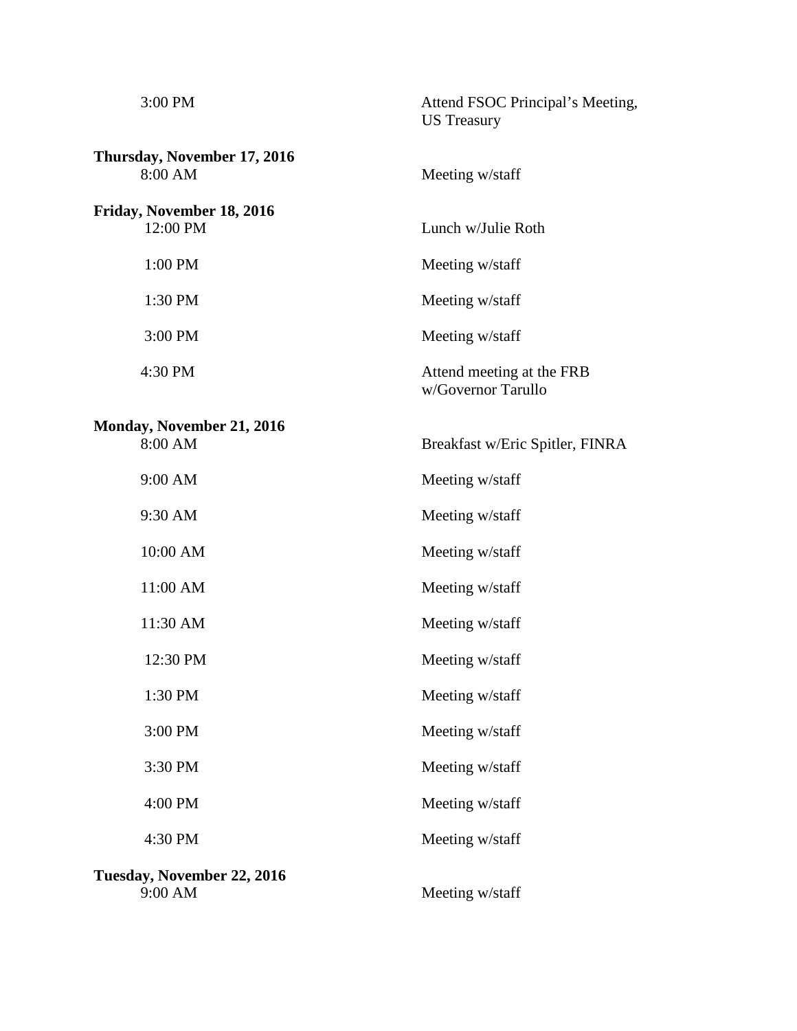3:00 PM — Attend FSOC Principal's Meeting, US Treasury

**Thursday, November 17, 2016**

8:00 AM — Meeting w/staff

**Friday, November 18, 2016**

12:00 PM — Lunch w/Julie Roth

1:00 PM — Meeting w/staff

1:30 PM — Meeting w/staff

3:00 PM — Meeting w/staff

4:30 PM — Attend meeting at the FRB w/Governor Tarullo

**Monday, November 21, 2016**

8:00 AM — Breakfast w/Eric Spitler, FINRA

9:00 AM — Meeting w/staff

9:30 AM — Meeting w/staff

10:00 AM — Meeting w/staff

11:00 AM — Meeting w/staff

11:30 AM — Meeting w/staff

12:30 PM — Meeting w/staff

1:30 PM — Meeting w/staff

3:00 PM — Meeting w/staff

3:30 PM — Meeting w/staff

4:00 PM — Meeting w/staff

4:30 PM — Meeting w/staff

**Tuesday, November 22, 2016**

9:00 AM — Meeting w/staff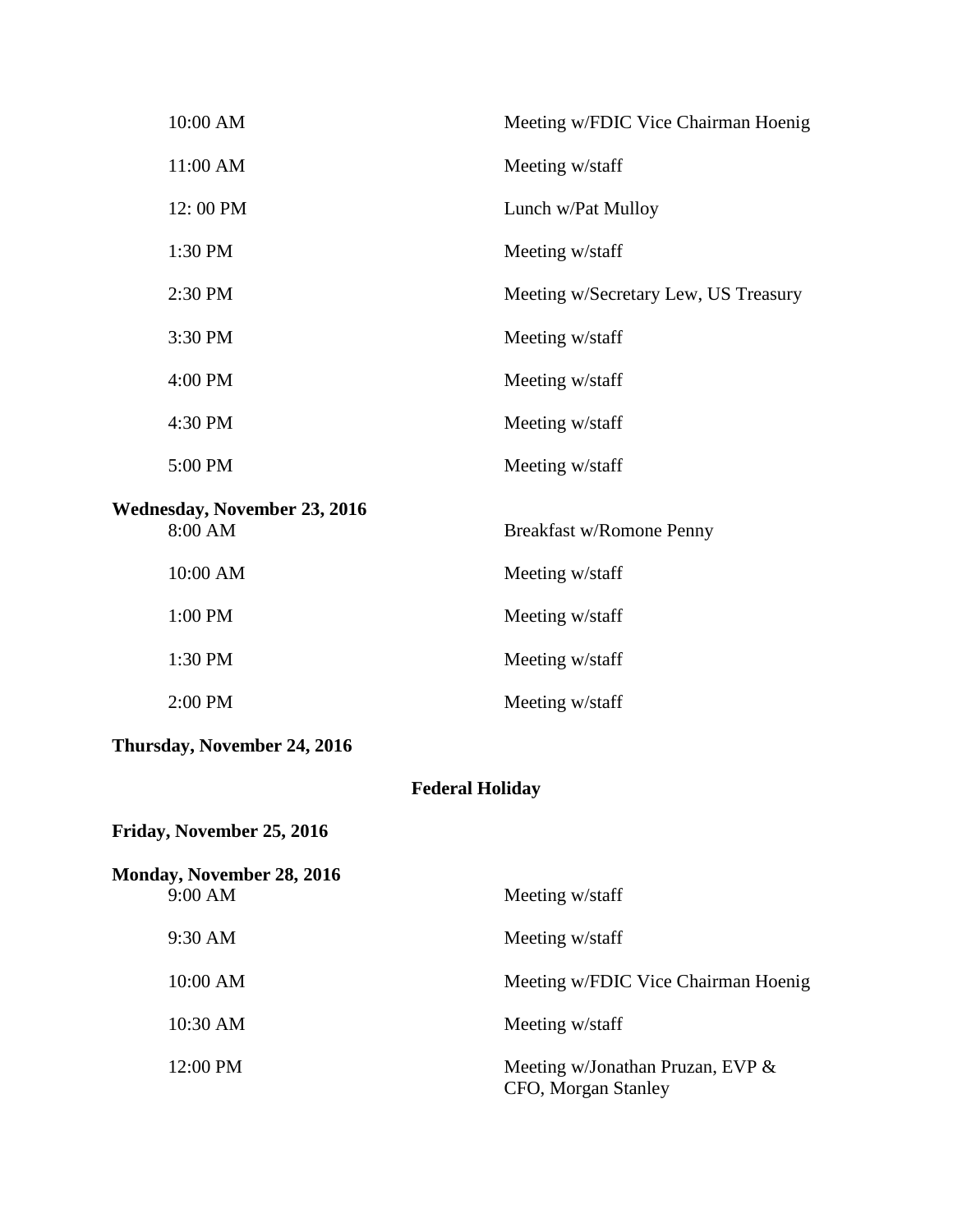| | |
|---|---|
| 10:00 AM | Meeting w/FDIC Vice Chairman Hoenig |
| 11:00 AM | Meeting w/staff |
| 12: 00 PM | Lunch w/Pat Mulloy |
| 1:30 PM | Meeting w/staff |
| 2:30 PM | Meeting w/Secretary Lew, US Treasury |
| 3:30 PM | Meeting w/staff |
| 4:00 PM | Meeting w/staff |
| 4:30 PM | Meeting w/staff |
| 5:00 PM | Meeting w/staff |

**Wednesday, November 23, 2016**

| | |
|---|---|
| 8:00 AM | Breakfast w/Romone Penny |
| 10:00 AM | Meeting w/staff |
| 1:00 PM | Meeting w/staff |
| 1:30 PM | Meeting w/staff |
| 2:00 PM | Meeting w/staff |

**Thursday, November 24, 2016**

**Federal Holiday**

**Friday, November 25, 2016**

**Monday, November 28, 2016**

| | |
|---|---|
| 9:00 AM | Meeting w/staff |
| 9:30 AM | Meeting w/staff |
| 10:00 AM | Meeting w/FDIC Vice Chairman Hoenig |
| 10:30 AM | Meeting w/staff |
| 12:00 PM | Meeting w/Jonathan Pruzan, EVP & CFO, Morgan Stanley |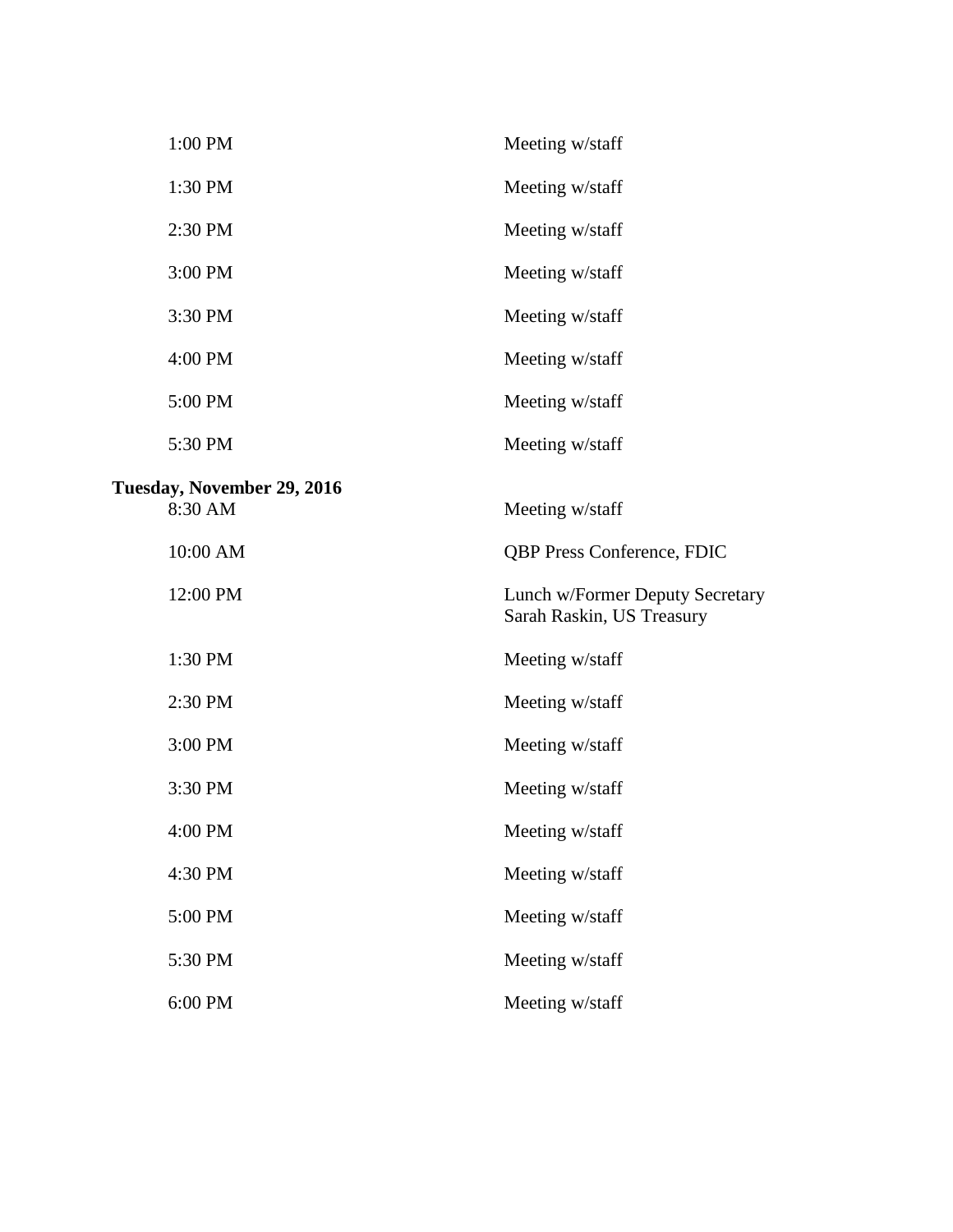| | |
|---|---|
| 1:00 PM | Meeting w/staff |
| 1:30 PM | Meeting w/staff |
| 2:30 PM | Meeting w/staff |
| 3:00 PM | Meeting w/staff |
| 3:30 PM | Meeting w/staff |
| 4:00 PM | Meeting w/staff |
| 5:00 PM | Meeting w/staff |
| 5:30 PM | Meeting w/staff |

**Tuesday, November 29, 2016**

| | |
|---|---|
| 8:30 AM | Meeting w/staff |
| 10:00 AM | QBP Press Conference, FDIC |
| 12:00 PM | Lunch w/Former Deputy Secretary Sarah Raskin, US Treasury |
| 1:30 PM | Meeting w/staff |
| 2:30 PM | Meeting w/staff |
| 3:00 PM | Meeting w/staff |
| 3:30 PM | Meeting w/staff |
| 4:00 PM | Meeting w/staff |
| 4:30 PM | Meeting w/staff |
| 5:00 PM | Meeting w/staff |
| 5:30 PM | Meeting w/staff |
| 6:00 PM | Meeting w/staff |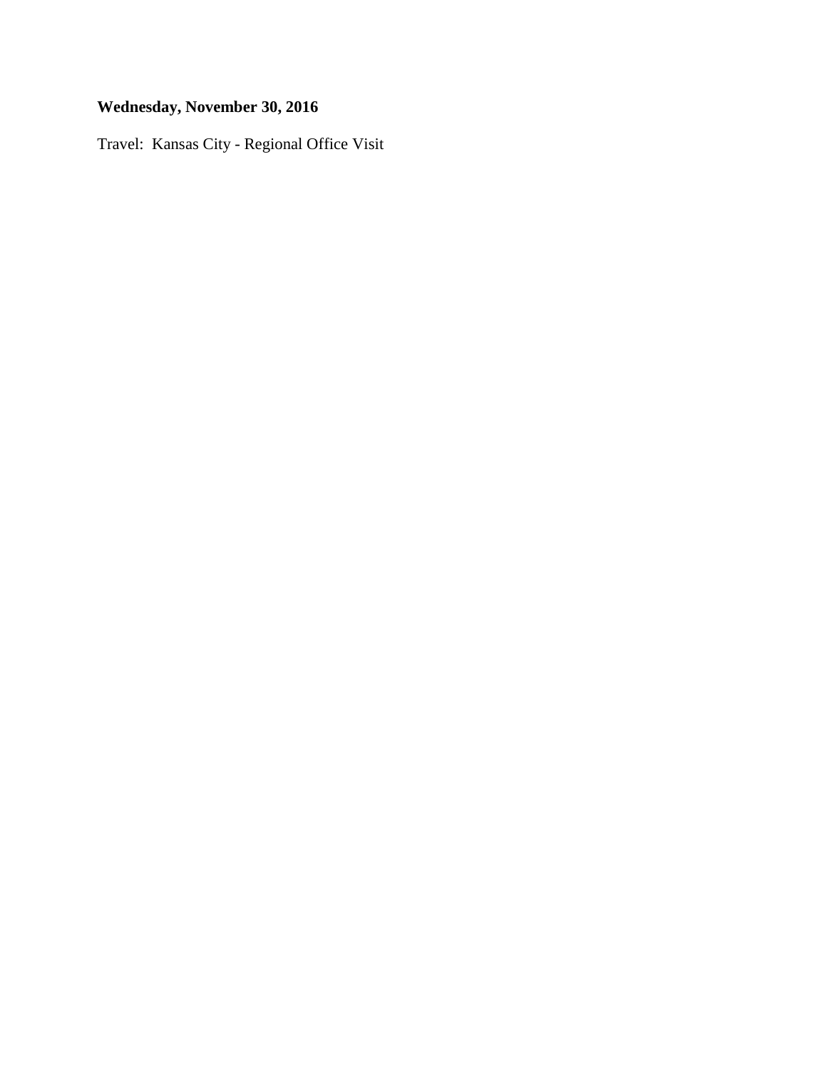**Wednesday, November 30, 2016**

Travel:  Kansas City - Regional Office Visit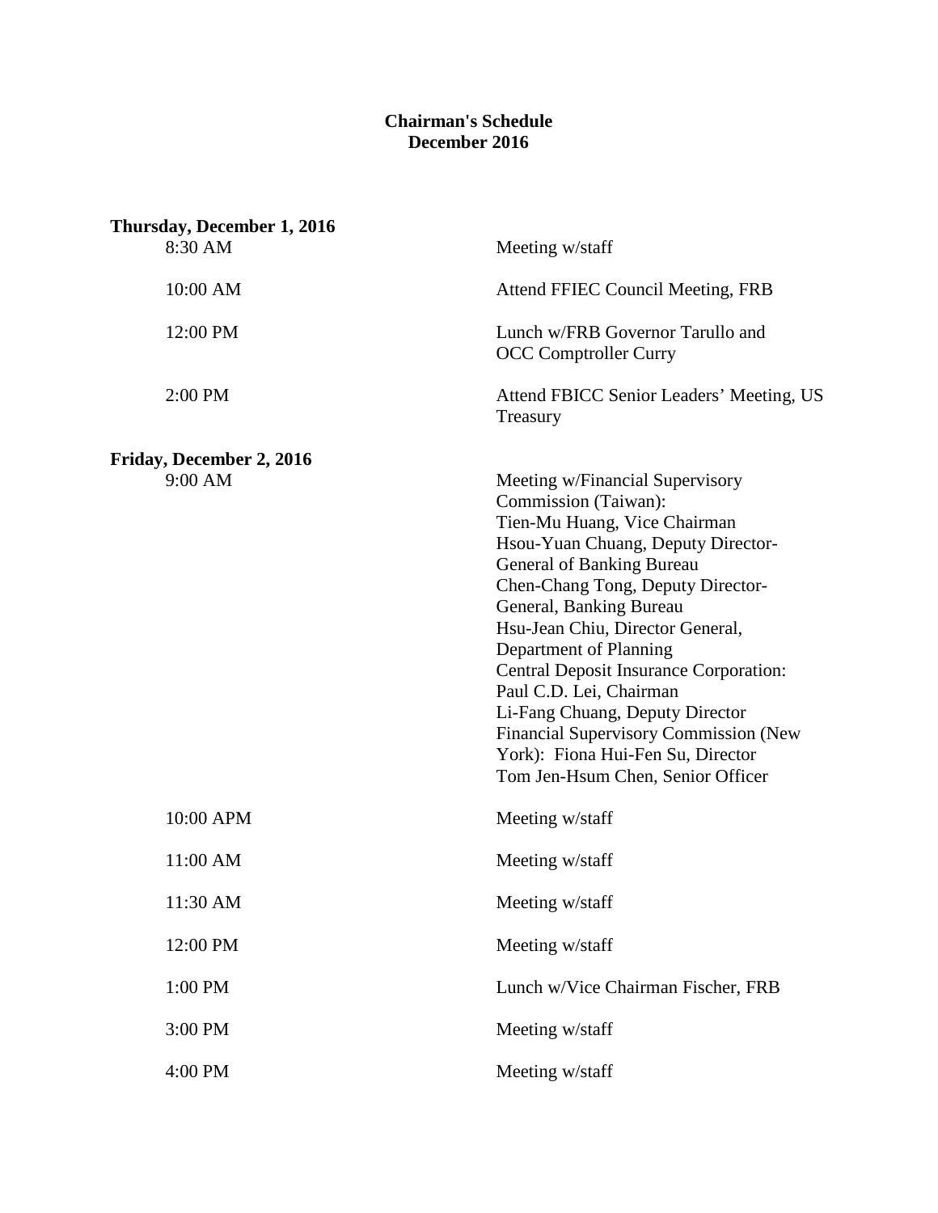**Chairman's Schedule**
**December 2016**

**Thursday, December 1, 2016**

| | |
|---|---|
| 8:30 AM | Meeting w/staff |
| 10:00 AM | Attend FFIEC Council Meeting, FRB |
| 12:00 PM | Lunch w/FRB Governor Tarullo and OCC Comptroller Curry |
| 2:00 PM | Attend FBICC Senior Leaders' Meeting, US Treasury |

**Friday, December 2, 2016**

| | |
|---|---|
| 9:00 AM | Meeting w/Financial Supervisory Commission (Taiwan):<br>Tien-Mu Huang, Vice Chairman<br>Hsou-Yuan Chuang, Deputy Director-General of Banking Bureau<br>Chen-Chang Tong, Deputy Director-General, Banking Bureau<br>Hsu-Jean Chiu, Director General, Department of Planning<br>Central Deposit Insurance Corporation:<br>Paul C.D. Lei, Chairman<br>Li-Fang Chuang, Deputy Director<br>Financial Supervisory Commission (New York): Fiona Hui-Fen Su, Director<br>Tom Jen-Hsum Chen, Senior Officer |
| 10:00 APM | Meeting w/staff |
| 11:00 AM | Meeting w/staff |
| 11:30 AM | Meeting w/staff |
| 12:00 PM | Meeting w/staff |
| 1:00 PM | Lunch w/Vice Chairman Fischer, FRB |
| 3:00 PM | Meeting w/staff |
| 4:00 PM | Meeting w/staff |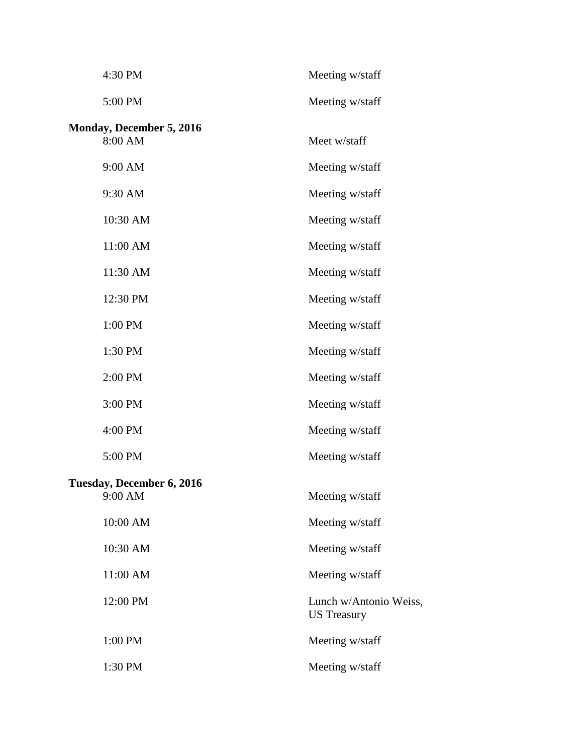| | |
|---|---|
| 4:30 PM | Meeting w/staff |
| 5:00 PM | Meeting w/staff |

**Monday, December 5, 2016**

| | |
|---|---|
| 8:00 AM | Meet w/staff |
| 9:00 AM | Meeting w/staff |
| 9:30 AM | Meeting w/staff |
| 10:30 AM | Meeting w/staff |
| 11:00 AM | Meeting w/staff |
| 11:30 AM | Meeting w/staff |
| 12:30 PM | Meeting w/staff |
| 1:00 PM | Meeting w/staff |
| 1:30 PM | Meeting w/staff |
| 2:00 PM | Meeting w/staff |
| 3:00 PM | Meeting w/staff |
| 4:00 PM | Meeting w/staff |
| 5:00 PM | Meeting w/staff |

**Tuesday, December 6, 2016**

| | |
|---|---|
| 9:00 AM | Meeting w/staff |
| 10:00 AM | Meeting w/staff |
| 10:30 AM | Meeting w/staff |
| 11:00 AM | Meeting w/staff |
| 12:00 PM | Lunch w/Antonio Weiss, US Treasury |
| 1:00 PM | Meeting w/staff |
| 1:30 PM | Meeting w/staff |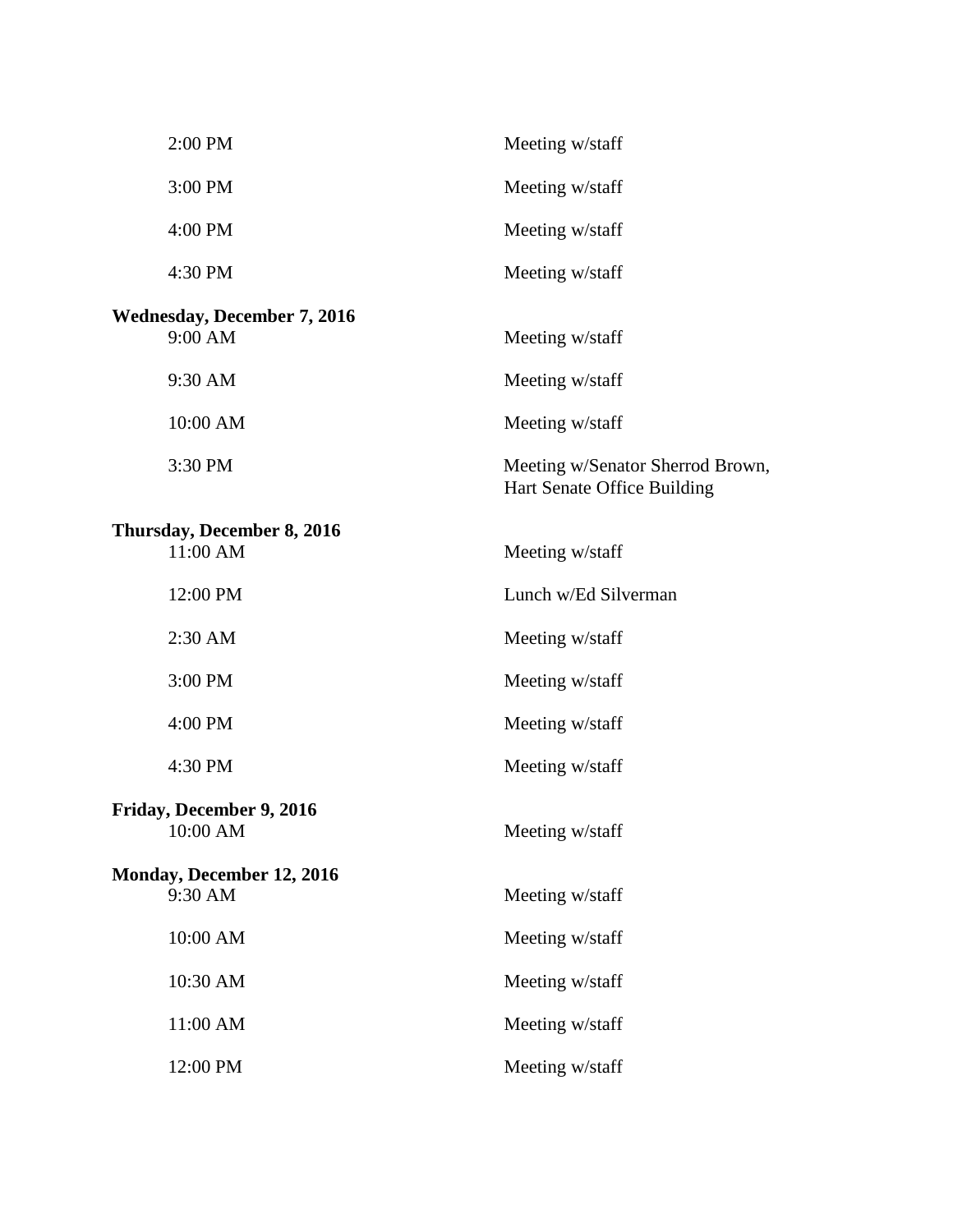| | |
|---|---|
| 2:00 PM | Meeting w/staff |
| 3:00 PM | Meeting w/staff |
| 4:00 PM | Meeting w/staff |
| 4:30 PM | Meeting w/staff |

**Wednesday, December 7, 2016**

| | |
|---|---|
| 9:00 AM | Meeting w/staff |
| 9:30 AM | Meeting w/staff |
| 10:00 AM | Meeting w/staff |
| 3:30 PM | Meeting w/Senator Sherrod Brown, Hart Senate Office Building |

**Thursday, December 8, 2016**

| | |
|---|---|
| 11:00 AM | Meeting w/staff |
| 12:00 PM | Lunch w/Ed Silverman |
| 2:30 AM | Meeting w/staff |
| 3:00 PM | Meeting w/staff |
| 4:00 PM | Meeting w/staff |
| 4:30 PM | Meeting w/staff |

**Friday, December 9, 2016**

| | |
|---|---|
| 10:00 AM | Meeting w/staff |

**Monday, December 12, 2016**

| | |
|---|---|
| 9:30 AM | Meeting w/staff |
| 10:00 AM | Meeting w/staff |
| 10:30 AM | Meeting w/staff |
| 11:00 AM | Meeting w/staff |
| 12:00 PM | Meeting w/staff |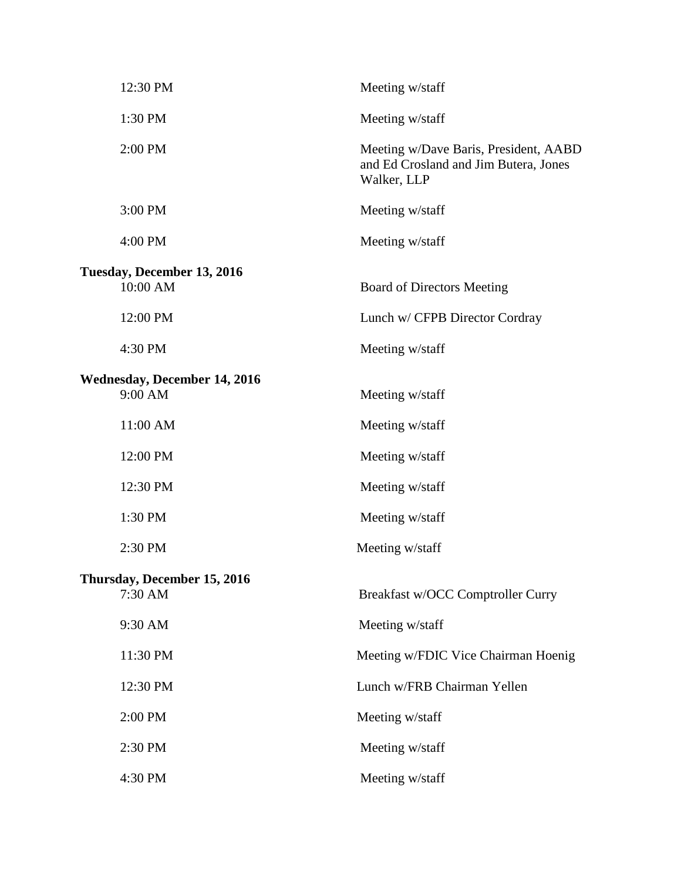| | |
|---|---|
| 12:30 PM | Meeting w/staff |
| 1:30 PM | Meeting w/staff |
| 2:00 PM | Meeting w/Dave Baris, President, AABD and Ed Crosland and Jim Butera, Jones Walker, LLP |
| 3:00 PM | Meeting w/staff |
| 4:00 PM | Meeting w/staff |

**Tuesday, December 13, 2016**

| | |
|---|---|
| 10:00 AM | Board of Directors Meeting |
| 12:00 PM | Lunch w/ CFPB Director Cordray |
| 4:30 PM | Meeting w/staff |

**Wednesday, December 14, 2016**

| | |
|---|---|
| 9:00 AM | Meeting w/staff |
| 11:00 AM | Meeting w/staff |
| 12:00 PM | Meeting w/staff |
| 12:30 PM | Meeting w/staff |
| 1:30 PM | Meeting w/staff |
| 2:30 PM | Meeting w/staff |

**Thursday, December 15, 2016**

| | |
|---|---|
| 7:30 AM | Breakfast w/OCC Comptroller Curry |
| 9:30 AM | Meeting w/staff |
| 11:30 PM | Meeting w/FDIC Vice Chairman Hoenig |
| 12:30 PM | Lunch w/FRB Chairman Yellen |
| 2:00 PM | Meeting w/staff |
| 2:30 PM | Meeting w/staff |
| 4:30 PM | Meeting w/staff |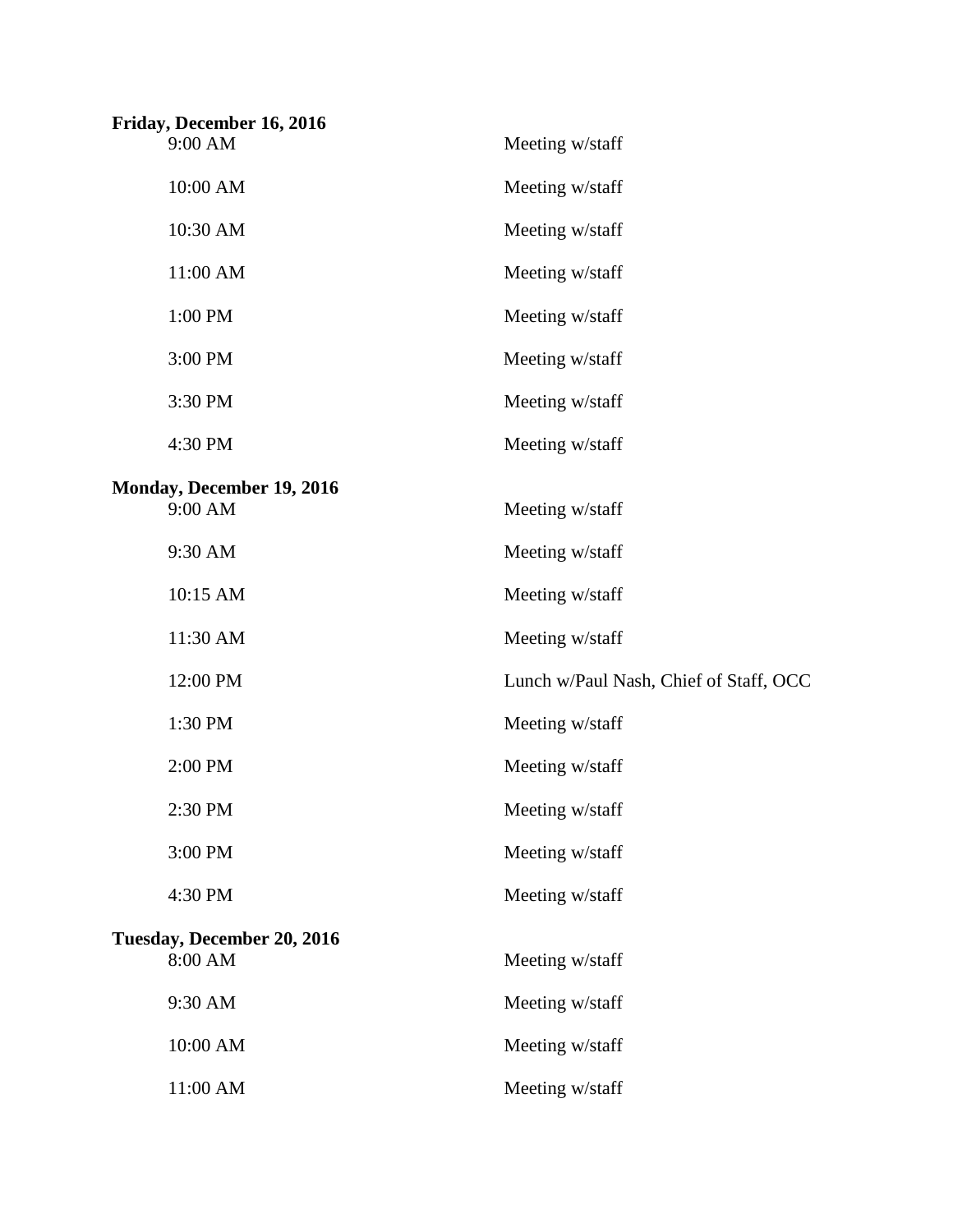**Friday, December 16, 2016**

| | |
|---|---|
| 9:00 AM | Meeting w/staff |
| 10:00 AM | Meeting w/staff |
| 10:30 AM | Meeting w/staff |
| 11:00 AM | Meeting w/staff |
| 1:00 PM | Meeting w/staff |
| 3:00 PM | Meeting w/staff |
| 3:30 PM | Meeting w/staff |
| 4:30 PM | Meeting w/staff |

**Monday, December 19, 2016**

| | |
|---|---|
| 9:00 AM | Meeting w/staff |
| 9:30 AM | Meeting w/staff |
| 10:15 AM | Meeting w/staff |
| 11:30 AM | Meeting w/staff |
| 12:00 PM | Lunch w/Paul Nash, Chief of Staff, OCC |
| 1:30 PM | Meeting w/staff |
| 2:00 PM | Meeting w/staff |
| 2:30 PM | Meeting w/staff |
| 3:00 PM | Meeting w/staff |
| 4:30 PM | Meeting w/staff |

**Tuesday, December 20, 2016**

| | |
|---|---|
| 8:00 AM | Meeting w/staff |
| 9:30 AM | Meeting w/staff |
| 10:00 AM | Meeting w/staff |
| 11:00 AM | Meeting w/staff |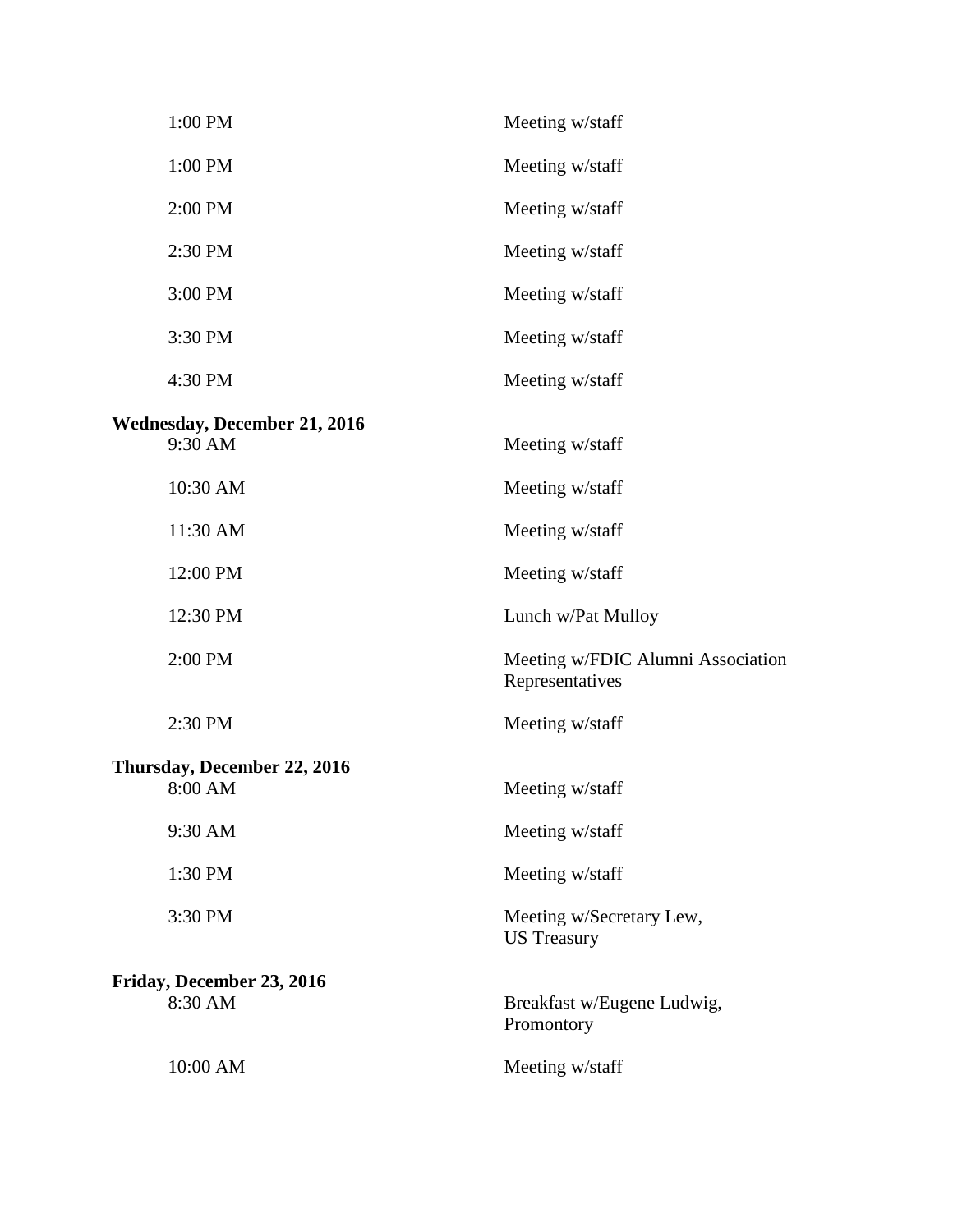| | |
|---|---|
| 1:00 PM | Meeting w/staff |
| 1:00 PM | Meeting w/staff |
| 2:00 PM | Meeting w/staff |
| 2:30 PM | Meeting w/staff |
| 3:00 PM | Meeting w/staff |
| 3:30 PM | Meeting w/staff |
| 4:30 PM | Meeting w/staff |

**Wednesday, December 21, 2016**

| | |
|---|---|
| 9:30 AM | Meeting w/staff |
| 10:30 AM | Meeting w/staff |
| 11:30 AM | Meeting w/staff |
| 12:00 PM | Meeting w/staff |
| 12:30 PM | Lunch w/Pat Mulloy |
| 2:00 PM | Meeting w/FDIC Alumni Association Representatives |
| 2:30 PM | Meeting w/staff |

**Thursday, December 22, 2016**

| | |
|---|---|
| 8:00 AM | Meeting w/staff |
| 9:30 AM | Meeting w/staff |
| 1:30 PM | Meeting w/staff |
| 3:30 PM | Meeting w/Secretary Lew, US Treasury |

**Friday, December 23, 2016**

| | |
|---|---|
| 8:30 AM | Breakfast w/Eugene Ludwig, Promontory |
| 10:00 AM | Meeting w/staff |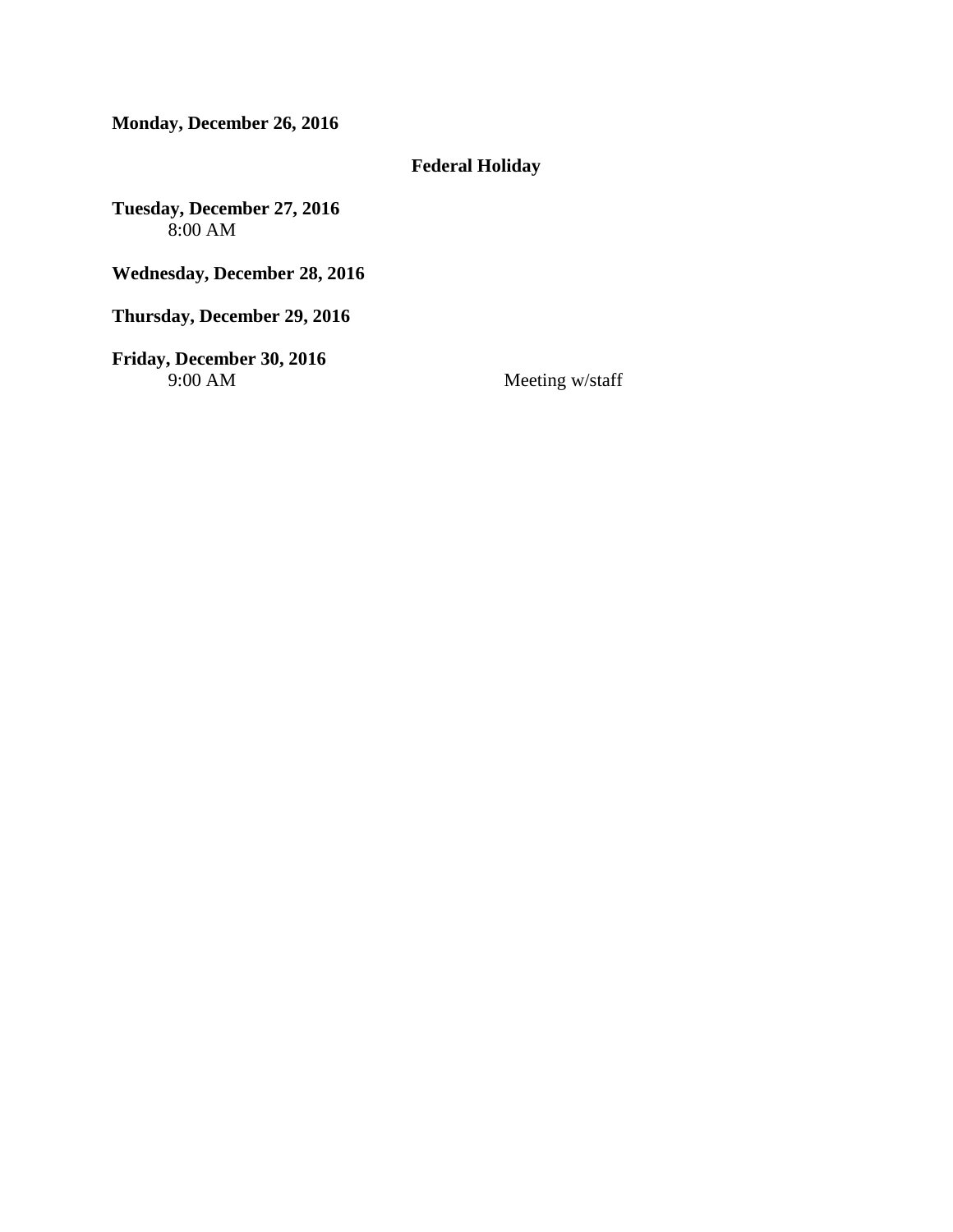**Monday, December 26, 2016**

**Federal Holiday**

**Tuesday, December 27, 2016**
8:00 AM

**Wednesday, December 28, 2016**

**Thursday, December 29, 2016**

**Friday, December 30, 2016**
9:00 AM Meeting w/staff